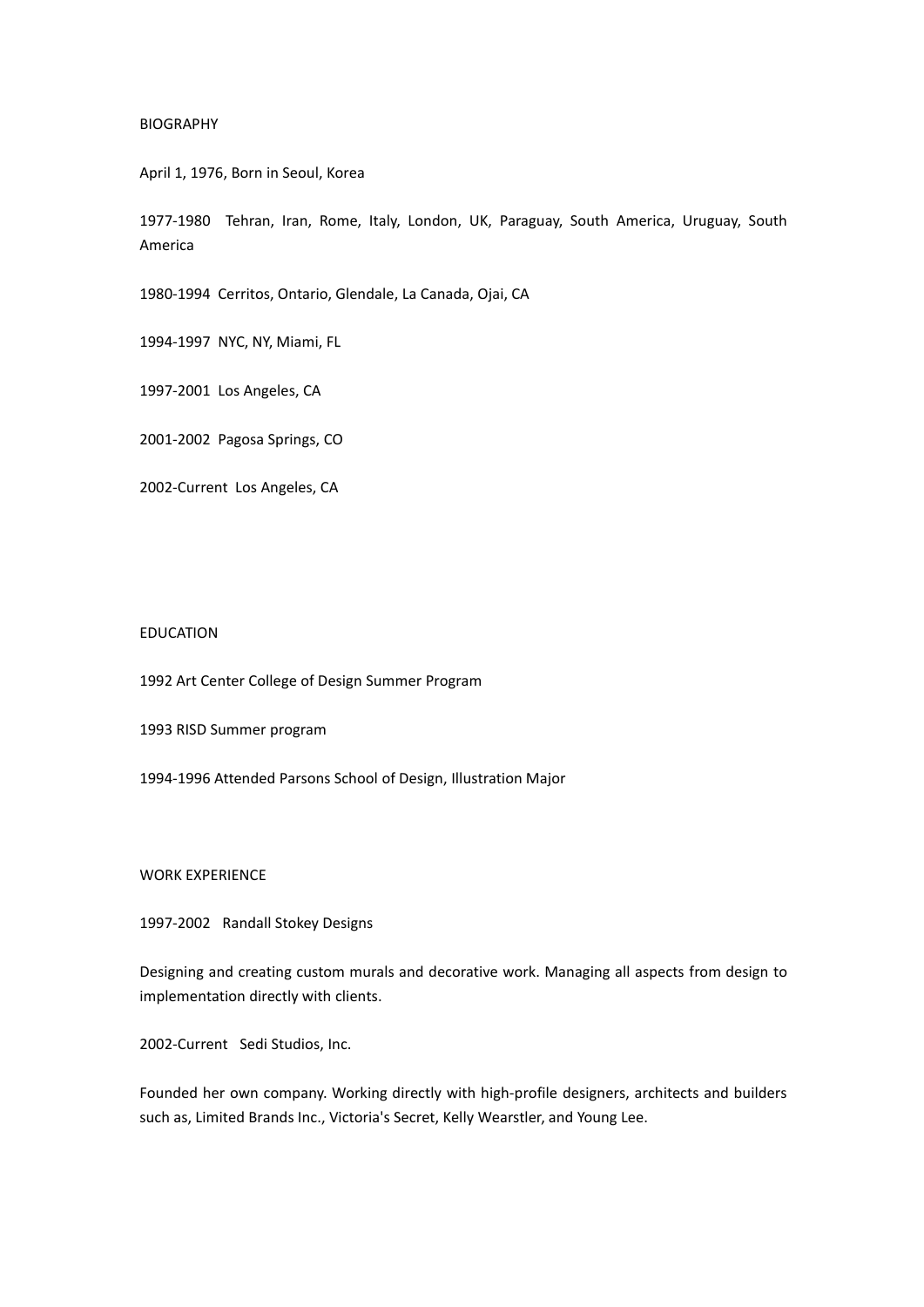## BIOGRAPHY

April 1, 1976, Born in Seoul, Korea

1977-1980 Tehran, Iran, Rome, Italy, London, UK, Paraguay, South America, Uruguay, South America

1980-1994 Cerritos, Ontario, Glendale, La Canada, Ojai, CA

1994-1997 NYC, NY, Miami, FL

1997-2001 Los Angeles, CA

2001-2002 Pagosa Springs, CO

2002-Current Los Angeles, CA

## EDUCATION

1992 Art Center College of Design Summer Program

1993 RISD Summer program

1994-1996 Attended Parsons School of Design, Illustration Major

## WORK EXPERIENCE

1997-2002 Randall Stokey Designs

Designing and creating custom murals and decorative work. Managing all aspects from design to implementation directly with clients.

2002-Current Sedi Studios, Inc.

Founded her own company. Working directly with high-profile designers, architects and builders such as, Limited Brands Inc., Victoria's Secret, Kelly Wearstler, and Young Lee.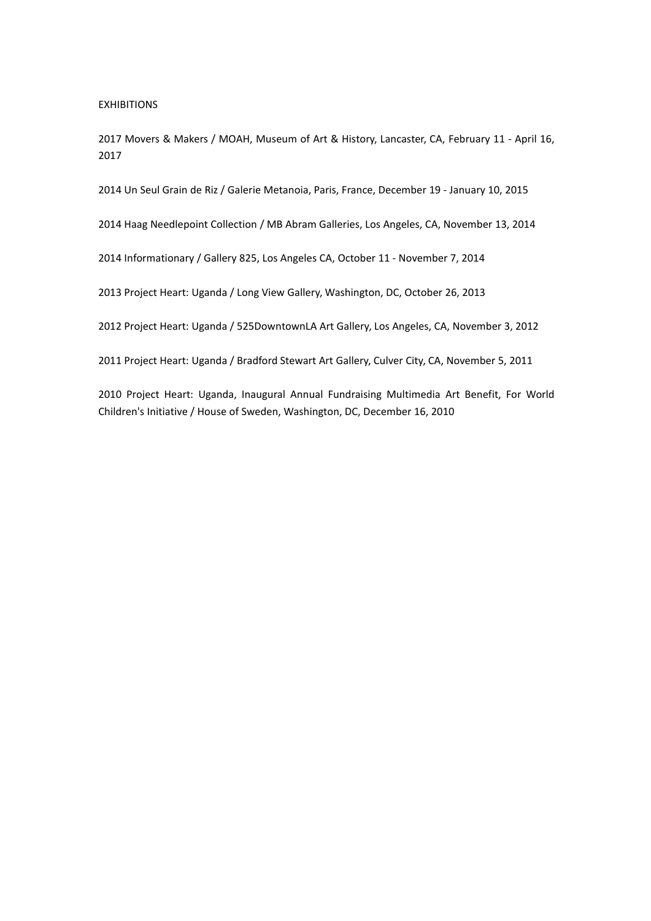EXHIBITIONS

2017 Movers & Makers / MOAH, Museum of Art & History, Lancaster, CA, February 11 - April 16, 2017

2014 Un Seul Grain de Riz / Galerie Metanoia, Paris, France, December 19 - January 10, 2015

2014 Haag Needlepoint Collection / MB Abram Galleries, Los Angeles, CA, November 13, 2014

2014 Informationary / Gallery 825, Los Angeles CA, October 11 - November 7, 2014

2013 Project Heart: Uganda / Long View Gallery, Washington, DC, October 26, 2013

2012 Project Heart: Uganda / 525DowntownLA Art Gallery, Los Angeles, CA, November 3, 2012

2011 Project Heart: Uganda / Bradford Stewart Art Gallery, Culver City, CA, November 5, 2011

2010 Project Heart: Uganda, Inaugural Annual Fundraising Multimedia Art Benefit, For World Children's Initiative / House of Sweden, Washington, DC, December 16, 2010